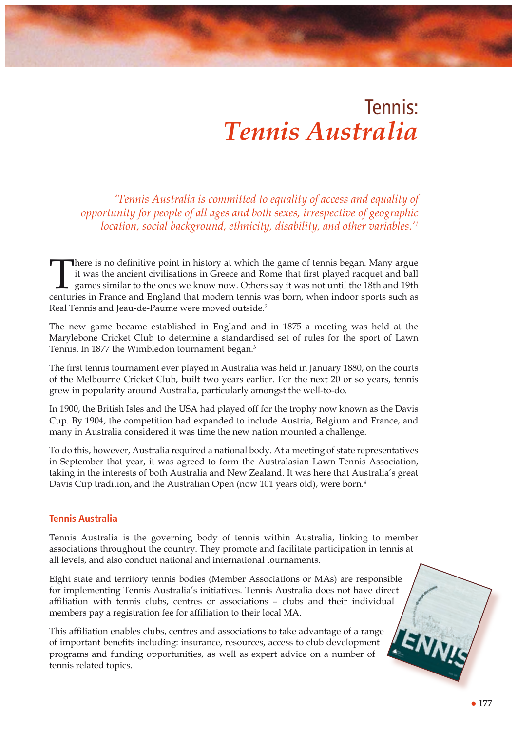# Tennis: *Tennis Australia*

*'Tennis Australia is committed to equality of access and equality of opportunity for people of all ages and both sexes, irrespective of geographic location, social background, ethnicity, disability, and other variables.'*[1]

There is no definitive point in history at which the game of tennis began. Many argue it was the ancient civilisations in Greece and Rome that first played racquet and ball games similar to the ones we know now. Others say it was not until the 18th and 19th centuries in France and England that modern tennis was born, when indoor sports such as Real Tennis and Jeau-de-Paume were moved outside.[2]

The new game became established in England and in 1875 a meeting was held at the Marylebone Cricket Club to determine a standardised set of rules for the sport of Lawn Tennis. In 1877 the Wimbledon tournament began.[3]

The first tennis tournament ever played in Australia was held in January 1880, on the courts of the Melbourne Cricket Club, built two years earlier. For the next 20 or so years, tennis grew in popularity around Australia, particularly amongst the well-to-do.

In 1900, the British Isles and the USA had played off for the trophy now known as the Davis Cup. By 1904, the competition had expanded to include Austria, Belgium and France, and many in Australia considered it was time the new nation mounted a challenge.

To do this, however, Australia required a national body. At a meeting of state representatives in September that year, it was agreed to form the Australasian Lawn Tennis Association, taking in the interests of both Australia and New Zealand. It was here that Australia's great Davis Cup tradition, and the Australian Open (now 101 years old), were born.[4]

## Tennis Australia

Tennis Australia is the governing body of tennis within Australia, linking to member associations throughout the country. They promote and facilitate participation in tennis at all levels, and also conduct national and international tournaments.

Eight state and territory tennis bodies (Member Associations or MAs) are responsible for implementing Tennis Australia's initiatives. Tennis Australia does not have direct affiliation with tennis clubs, centres or associations – clubs and their individual members pay a registration fee for affiliation to their local MA.

This affiliation enables clubs, centres and associations to take advantage of a range of important benefits including: insurance, resources, access to club development programs and funding opportunities, as well as expert advice on a number of tennis related topics.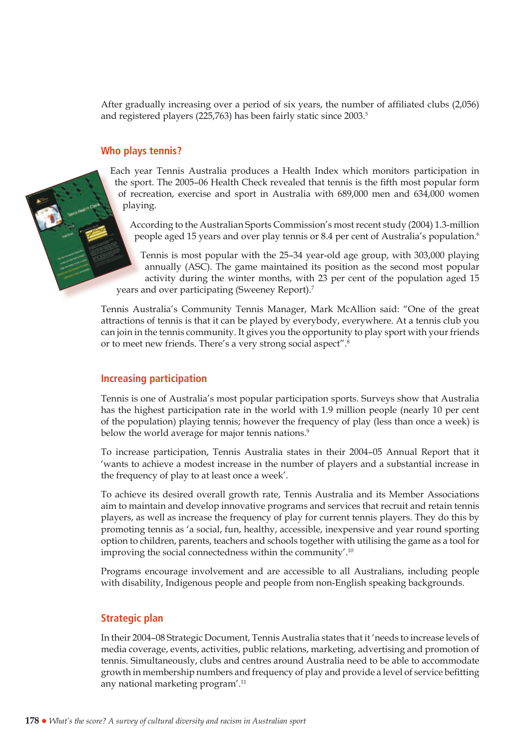After gradually increasing over a period of six years, the number of affiliated clubs (2,056) and registered players (225,763) has been fairly static since 2003.[5]

## Who plays tennis?

Each year Tennis Australia produces a Health Index which monitors participation in the sport. The 2005–06 Health Check revealed that tennis is the fifth most popular form of recreation, exercise and sport in Australia with 689,000 men and 634,000 women playing.

According to the Australian Sports Commission's most recent study (2004) 1.3-million people aged 15 years and over play tennis or 8.4 per cent of Australia's population.[6]

Tennis is most popular with the 25–34 year-old age group, with 303,000 playing annually (ASC). The game maintained its position as the second most popular activity during the winter months, with 23 per cent of the population aged 15 years and over participating (Sweeney Report).[7]

Tennis Australia's Community Tennis Manager, Mark McAllion said: "One of the great attractions of tennis is that it can be played by everybody, everywhere. At a tennis club you can join in the tennis community. It gives you the opportunity to play sport with your friends or to meet new friends. There's a very strong social aspect".[8]

## Increasing participation

Tennis is one of Australia's most popular participation sports. Surveys show that Australia has the highest participation rate in the world with 1.9 million people (nearly 10 per cent of the population) playing tennis; however the frequency of play (less than once a week) is below the world average for major tennis nations.[9]

To increase participation, Tennis Australia states in their 2004–05 Annual Report that it 'wants to achieve a modest increase in the number of players and a substantial increase in the frequency of play to at least once a week'.

To achieve its desired overall growth rate, Tennis Australia and its Member Associations aim to maintain and develop innovative programs and services that recruit and retain tennis players, as well as increase the frequency of play for current tennis players. They do this by promoting tennis as 'a social, fun, healthy, accessible, inexpensive and year round sporting option to children, parents, teachers and schools together with utilising the game as a tool for improving the social connectedness within the community'.[10]

Programs encourage involvement and are accessible to all Australians, including people with disability, Indigenous people and people from non-English speaking backgrounds.

## Strategic plan

In their 2004–08 Strategic Document, Tennis Australia states that it 'needs to increase levels of media coverage, events, activities, public relations, marketing, advertising and promotion of tennis. Simultaneously, clubs and centres around Australia need to be able to accommodate growth in membership numbers and frequency of play and provide a level of service befitting any national marketing program'.[11]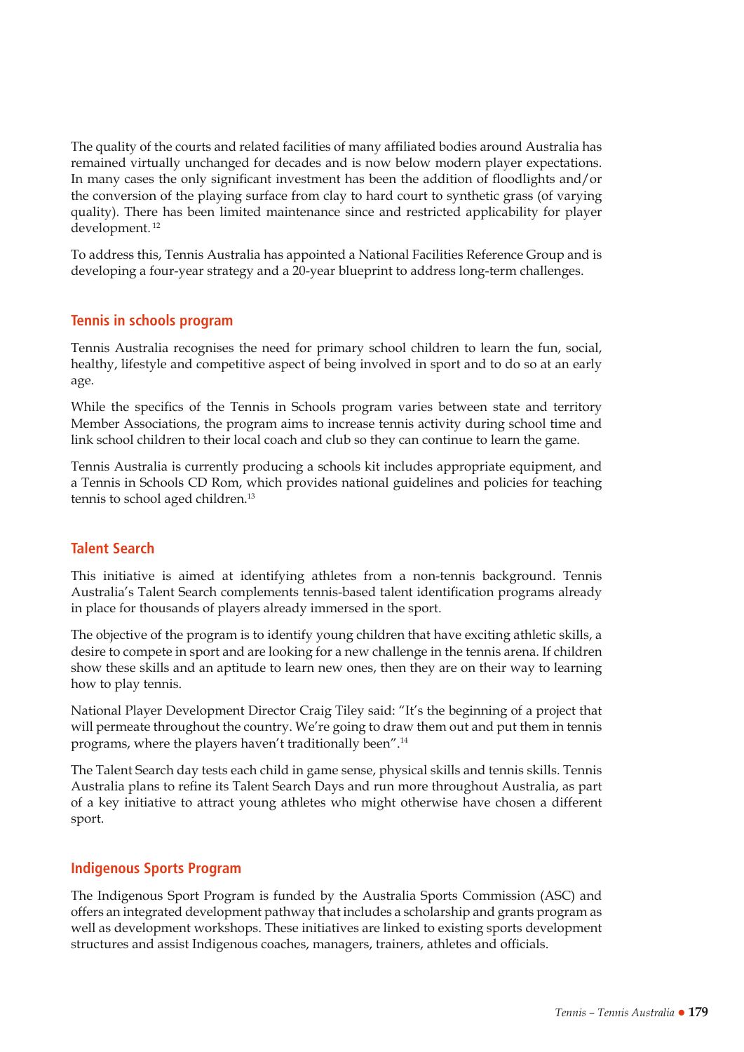The quality of the courts and related facilities of many affiliated bodies around Australia has remained virtually unchanged for decades and is now below modern player expectations. In many cases the only significant investment has been the addition of floodlights and/or the conversion of the playing surface from clay to hard court to synthetic grass (of varying quality). There has been limited maintenance since and restricted applicability for player development.[12]

To address this, Tennis Australia has appointed a National Facilities Reference Group and is developing a four-year strategy and a 20-year blueprint to address long-term challenges.

## Tennis in schools program

Tennis Australia recognises the need for primary school children to learn the fun, social, healthy, lifestyle and competitive aspect of being involved in sport and to do so at an early age.

While the specifics of the Tennis in Schools program varies between state and territory Member Associations, the program aims to increase tennis activity during school time and link school children to their local coach and club so they can continue to learn the game.

Tennis Australia is currently producing a schools kit includes appropriate equipment, and a Tennis in Schools CD Rom, which provides national guidelines and policies for teaching tennis to school aged children.[13]

## Talent Search

This initiative is aimed at identifying athletes from a non-tennis background. Tennis Australia's Talent Search complements tennis-based talent identification programs already in place for thousands of players already immersed in the sport.

The objective of the program is to identify young children that have exciting athletic skills, a desire to compete in sport and are looking for a new challenge in the tennis arena. If children show these skills and an aptitude to learn new ones, then they are on their way to learning how to play tennis.

National Player Development Director Craig Tiley said: "It's the beginning of a project that will permeate throughout the country. We're going to draw them out and put them in tennis programs, where the players haven't traditionally been".[14]

The Talent Search day tests each child in game sense, physical skills and tennis skills. Tennis Australia plans to refine its Talent Search Days and run more throughout Australia, as part of a key initiative to attract young athletes who might otherwise have chosen a different sport.

## Indigenous Sports Program

The Indigenous Sport Program is funded by the Australia Sports Commission (ASC) and offers an integrated development pathway that includes a scholarship and grants program as well as development workshops. These initiatives are linked to existing sports development structures and assist Indigenous coaches, managers, trainers, athletes and officials.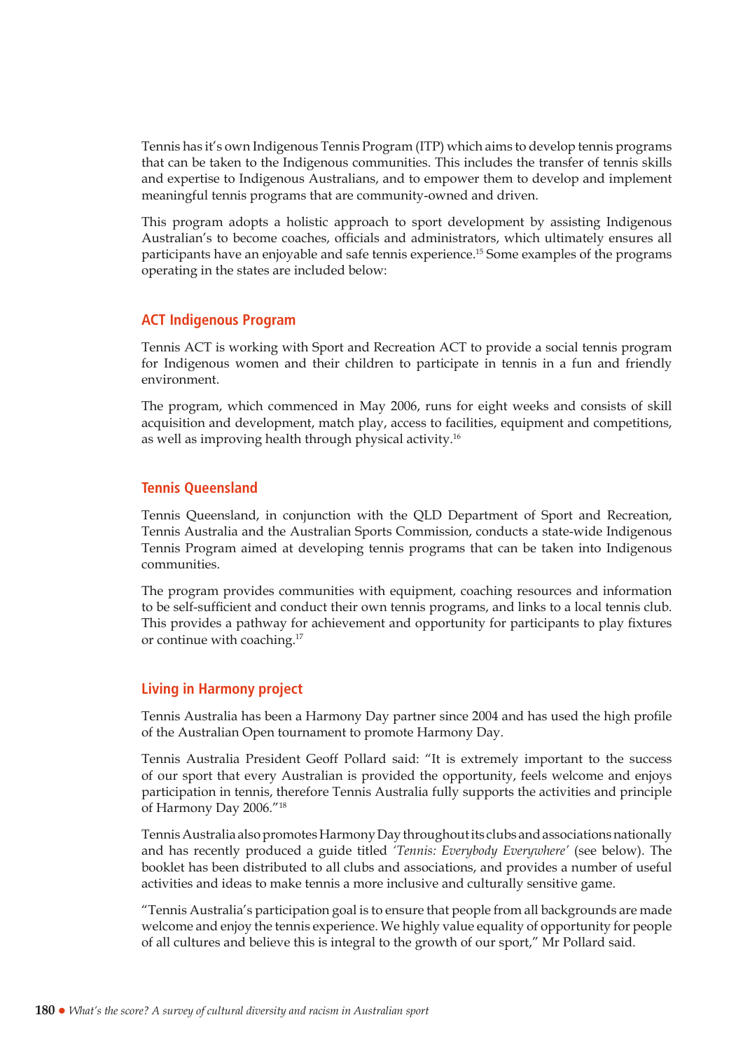Tennis has it's own Indigenous Tennis Program (ITP) which aims to develop tennis programs that can be taken to the Indigenous communities. This includes the transfer of tennis skills and expertise to Indigenous Australians, and to empower them to develop and implement meaningful tennis programs that are community-owned and driven.

This program adopts a holistic approach to sport development by assisting Indigenous Australian's to become coaches, officials and administrators, which ultimately ensures all participants have an enjoyable and safe tennis experience.[15] Some examples of the programs operating in the states are included below:

### ACT Indigenous Program

Tennis ACT is working with Sport and Recreation ACT to provide a social tennis program for Indigenous women and their children to participate in tennis in a fun and friendly environment.

The program, which commenced in May 2006, runs for eight weeks and consists of skill acquisition and development, match play, access to facilities, equipment and competitions, as well as improving health through physical activity.[16]

### Tennis Queensland

Tennis Queensland, in conjunction with the QLD Department of Sport and Recreation, Tennis Australia and the Australian Sports Commission, conducts a state-wide Indigenous Tennis Program aimed at developing tennis programs that can be taken into Indigenous communities.

The program provides communities with equipment, coaching resources and information to be self-sufficient and conduct their own tennis programs, and links to a local tennis club. This provides a pathway for achievement and opportunity for participants to play fixtures or continue with coaching.[17]

### Living in Harmony project

Tennis Australia has been a Harmony Day partner since 2004 and has used the high profile of the Australian Open tournament to promote Harmony Day.

Tennis Australia President Geoff Pollard said: "It is extremely important to the success of our sport that every Australian is provided the opportunity, feels welcome and enjoys participation in tennis, therefore Tennis Australia fully supports the activities and principle of Harmony Day 2006."[18]

Tennis Australia also promotes Harmony Day throughout its clubs and associations nationally and has recently produced a guide titled *'Tennis: Everybody Everywhere'* (see below). The booklet has been distributed to all clubs and associations, and provides a number of useful activities and ideas to make tennis a more inclusive and culturally sensitive game.

"Tennis Australia's participation goal is to ensure that people from all backgrounds are made welcome and enjoy the tennis experience. We highly value equality of opportunity for people of all cultures and believe this is integral to the growth of our sport," Mr Pollard said.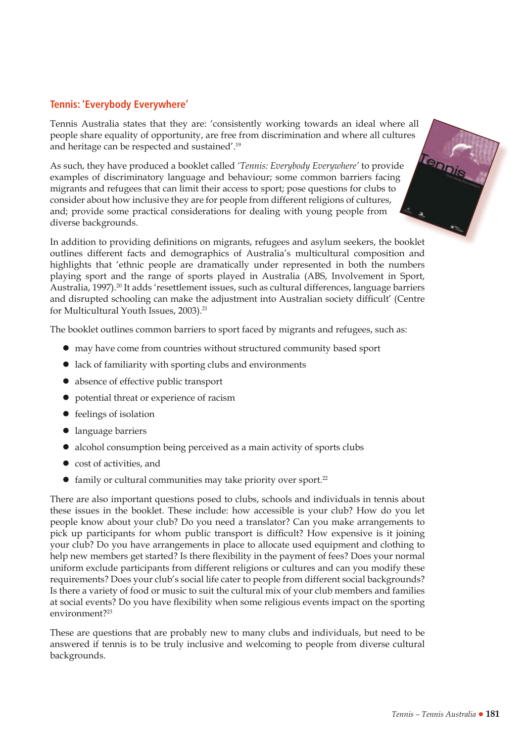## Tennis: 'Everybody Everywhere'

Tennis Australia states that they are: 'consistently working towards an ideal where all people share equality of opportunity, are free from discrimination and where all cultures and heritage can be respected and sustained'.[19]

As such, they have produced a booklet called *'Tennis: Everybody Everywhere'* to provide examples of discriminatory language and behaviour; some common barriers facing migrants and refugees that can limit their access to sport; pose questions for clubs to consider about how inclusive they are for people from different religions of cultures, and; provide some practical considerations for dealing with young people from diverse backgrounds.

In addition to providing definitions on migrants, refugees and asylum seekers, the booklet outlines different facts and demographics of Australia's multicultural composition and highlights that 'ethnic people are dramatically under represented in both the numbers playing sport and the range of sports played in Australia (ABS, Involvement in Sport, Australia, 1997).[20] It adds 'resettlement issues, such as cultural differences, language barriers and disrupted schooling can make the adjustment into Australian society difficult' (Centre for Multicultural Youth Issues, 2003).[21]

The booklet outlines common barriers to sport faced by migrants and refugees, such as:

- may have come from countries without structured community based sport
- lack of familiarity with sporting clubs and environments
- absence of effective public transport
- potential threat or experience of racism
- feelings of isolation
- language barriers
- alcohol consumption being perceived as a main activity of sports clubs
- cost of activities, and
- family or cultural communities may take priority over sport.[22]

There are also important questions posed to clubs, schools and individuals in tennis about these issues in the booklet. These include: how accessible is your club? How do you let people know about your club? Do you need a translator? Can you make arrangements to pick up participants for whom public transport is difficult? How expensive is it joining your club? Do you have arrangements in place to allocate used equipment and clothing to help new members get started? Is there flexibility in the payment of fees? Does your normal uniform exclude participants from different religions or cultures and can you modify these requirements? Does your club's social life cater to people from different social backgrounds? Is there a variety of food or music to suit the cultural mix of your club members and families at social events? Do you have flexibility when some religious events impact on the sporting environment?[23]

These are questions that are probably new to many clubs and individuals, but need to be answered if tennis is to be truly inclusive and welcoming to people from diverse cultural backgrounds.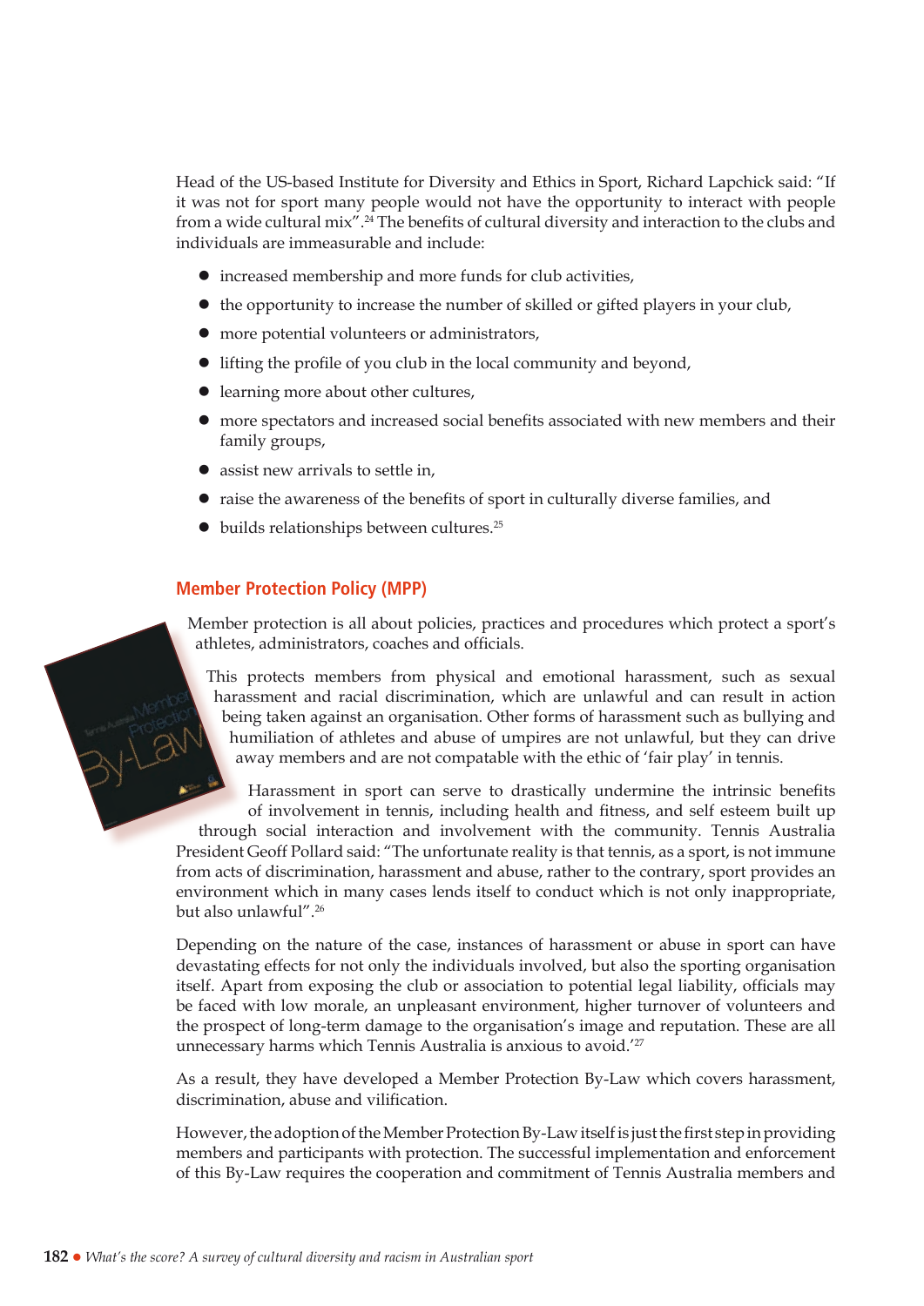Head of the US-based Institute for Diversity and Ethics in Sport, Richard Lapchick said: "If it was not for sport many people would not have the opportunity to interact with people from a wide cultural mix".[24] The benefits of cultural diversity and interaction to the clubs and individuals are immeasurable and include:

- increased membership and more funds for club activities,
- the opportunity to increase the number of skilled or gifted players in your club,
- more potential volunteers or administrators,
- lifting the profile of you club in the local community and beyond,
- learning more about other cultures,
- more spectators and increased social benefits associated with new members and their family groups,
- assist new arrivals to settle in,
- raise the awareness of the benefits of sport in culturally diverse families, and
- builds relationships between cultures.[25]

## Member Protection Policy (MPP)

Member protection is all about policies, practices and procedures which protect a sport's athletes, administrators, coaches and officials.

This protects members from physical and emotional harassment, such as sexual harassment and racial discrimination, which are unlawful and can result in action being taken against an organisation. Other forms of harassment such as bullying and humiliation of athletes and abuse of umpires are not unlawful, but they can drive away members and are not compatable with the ethic of 'fair play' in tennis.

Harassment in sport can serve to drastically undermine the intrinsic benefits of involvement in tennis, including health and fitness, and self esteem built up through social interaction and involvement with the community. Tennis Australia President Geoff Pollard said: "The unfortunate reality is that tennis, as a sport, is not immune from acts of discrimination, harassment and abuse, rather to the contrary, sport provides an environment which in many cases lends itself to conduct which is not only inappropriate, but also unlawful".[26]

Depending on the nature of the case, instances of harassment or abuse in sport can have devastating effects for not only the individuals involved, but also the sporting organisation itself. Apart from exposing the club or association to potential legal liability, officials may be faced with low morale, an unpleasant environment, higher turnover of volunteers and the prospect of long-term damage to the organisation's image and reputation. These are all unnecessary harms which Tennis Australia is anxious to avoid.'[27]

As a result, they have developed a Member Protection By-Law which covers harassment, discrimination, abuse and vilification.

However, the adoption of the Member Protection By-Law itself is just the first step in providing members and participants with protection. The successful implementation and enforcement of this By-Law requires the cooperation and commitment of Tennis Australia members and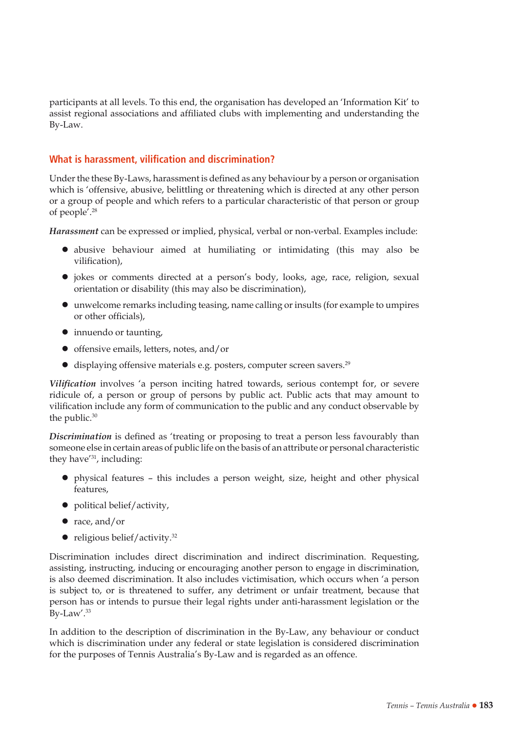participants at all levels. To this end, the organisation has developed an 'Information Kit' to assist regional associations and affiliated clubs with implementing and understanding the By-Law.

## What is harassment, vilification and discrimination?

Under the these By-Laws, harassment is defined as any behaviour by a person or organisation which is 'offensive, abusive, belittling or threatening which is directed at any other person or a group of people and which refers to a particular characteristic of that person or group of people'.[28]

***Harassment*** can be expressed or implied, physical, verbal or non-verbal. Examples include:

- abusive behaviour aimed at humiliating or intimidating (this may also be vilification),
- jokes or comments directed at a person's body, looks, age, race, religion, sexual orientation or disability (this may also be discrimination),
- unwelcome remarks including teasing, name calling or insults (for example to umpires or other officials),
- innuendo or taunting,
- offensive emails, letters, notes, and/or
- displaying offensive materials e.g. posters, computer screen savers.[29]

***Vilification*** involves 'a person inciting hatred towards, serious contempt for, or severe ridicule of, a person or group of persons by public act. Public acts that may amount to vilification include any form of communication to the public and any conduct observable by the public.[30]

***Discrimination*** is defined as 'treating or proposing to treat a person less favourably than someone else in certain areas of public life on the basis of an attribute or personal characteristic they have'[31], including:

- physical features – this includes a person weight, size, height and other physical features,
- political belief/activity,
- race, and/or
- religious belief/activity.[32]

Discrimination includes direct discrimination and indirect discrimination. Requesting, assisting, instructing, inducing or encouraging another person to engage in discrimination, is also deemed discrimination. It also includes victimisation, which occurs when 'a person is subject to, or is threatened to suffer, any detriment or unfair treatment, because that person has or intends to pursue their legal rights under anti-harassment legislation or the By-Law'.[33]

In addition to the description of discrimination in the By-Law, any behaviour or conduct which is discrimination under any federal or state legislation is considered discrimination for the purposes of Tennis Australia's By-Law and is regarded as an offence.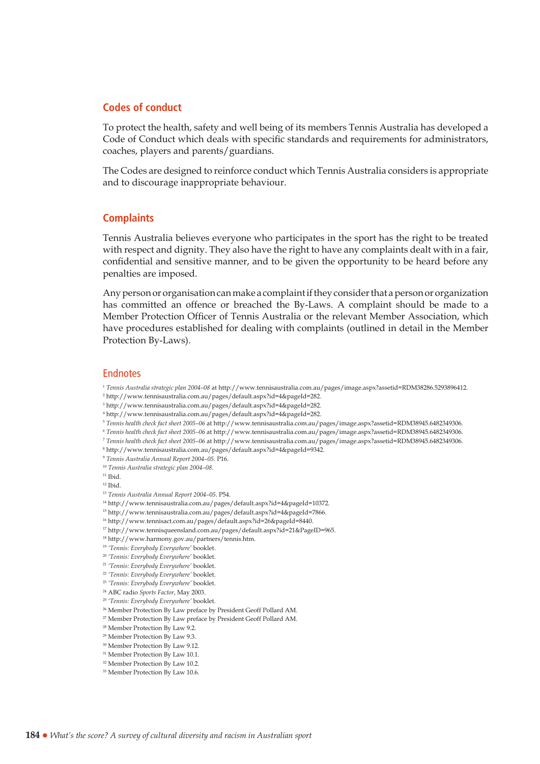## Codes of conduct

To protect the health, safety and well being of its members Tennis Australia has developed a Code of Conduct which deals with specific standards and requirements for administrators, coaches, players and parents/guardians.

The Codes are designed to reinforce conduct which Tennis Australia considers is appropriate and to discourage inappropriate behaviour.

## Complaints

Tennis Australia believes everyone who participates in the sport has the right to be treated with respect and dignity. They also have the right to have any complaints dealt with in a fair, confidential and sensitive manner, and to be given the opportunity to be heard before any penalties are imposed.

Any person or organisation can make a complaint if they consider that a person or organization has committed an offence or breached the By-Laws. A complaint should be made to a Member Protection Officer of Tennis Australia or the relevant Member Association, which have procedures established for dealing with complaints (outlined in detail in the Member Protection By-Laws).

## Endnotes

[1] *Tennis Australia strategic plan 2004–08* at http://www.tennisaustralia.com.au/pages/image.aspx?assetid=RDM38286.5293896412.
[2] http://www.tennisaustralia.com.au/pages/default.aspx?id=4&pageId=282.
[3] http://www.tennisaustralia.com.au/pages/default.aspx?id=4&pageId=282.
[4] http://www.tennisaustralia.com.au/pages/default.aspx?id=4&pageId=282.
[5] *Tennis health check fact sheet 2005–06* at http://www.tennisaustralia.com.au/pages/image.aspx?assetid=RDM38945.6482349306.
[6] *Tennis health check fact sheet 2005–06* at http://www.tennisaustralia.com.au/pages/image.aspx?assetid=RDM38945.6482349306.
[7] *Tennis health check fact sheet 2005–06* at http://www.tennisaustralia.com.au/pages/image.aspx?assetid=RDM38945.6482349306.
[8] http://www.tennisaustralia.com.au/pages/default.aspx?id=4&pageId=9342.
[9] *Tennis Australia Annual Report 2004–05*. P16.
[10] *Tennis Australia strategic plan 2004–08*.
[11] Ibid.
[12] Ibid.
[13] *Tennis Australia Annual Report 2004–05*. P54.
[14] http://www.tennisaustralia.com.au/pages/default.aspx?id=4&pageId=10372.
[15] http://www.tennisaustralia.com.au/pages/default.aspx?id=4&pageId=7866.
[16] http://www.tennisact.com.au/pages/default.aspx?id=26&pageId=8440.
[17] http://www.tennisqueensland.com.au/pages/default.aspx?id=21&PageID=965.
[18] http://www.harmony.gov.au/partners/tennis.htm.
[19] *'Tennis: Everybody Everywhere'* booklet.
[20] *'Tennis: Everybody Everywhere'* booklet.
[21] *'Tennis: Everybody Everywhere'* booklet.
[22] *'Tennis: Everybody Everywhere'* booklet.
[23] *'Tennis: Everybody Everywhere'* booklet.
[24] ABC radio *Sports Factor*, May 2003.
[25] *'Tennis: Everybody Everywhere'* booklet.
[26] Member Protection By Law preface by President Geoff Pollard AM.
[27] Member Protection By Law preface by President Geoff Pollard AM.
[28] Member Protection By Law 9.2.
[29] Member Protection By Law 9.3.
[30] Member Protection By Law 9.12.
[31] Member Protection By Law 10.1.
[32] Member Protection By Law 10.2.
[33] Member Protection By Law 10.6.